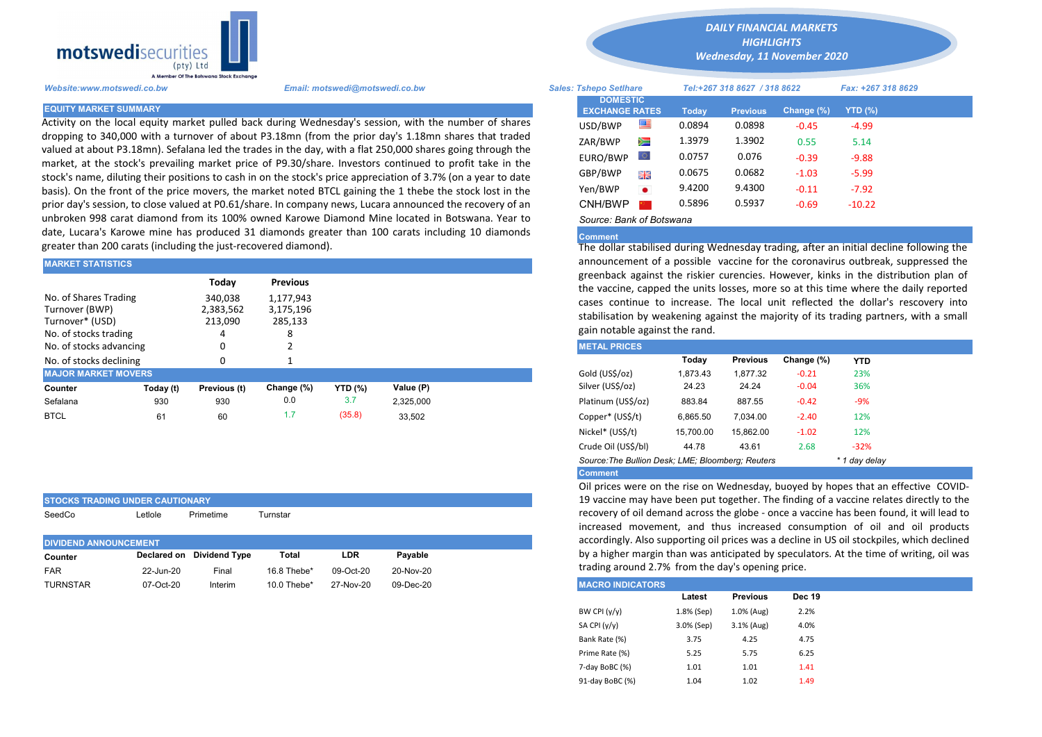**motswedisecurities (pty) Ltd**
A Member Of The Botswana Stock Exchange

# DAILY FINANCIAL MARKETS HIGHLIGHTS
*Wednesday, 11 November 2020*

*Website:www.motswedi.co.bw* | *Email: motswedi@motswedi.co.bw* | *Sales: Tshepo Setlhare* | *Tel:+267 318 8627 / 318 8622* | *Fax: +267 318 8629*

## EQUITY MARKET SUMMARY

Activity on the local equity market pulled back during Wednesday's session, with the number of shares dropping to 340,000 with a turnover of about P3.18mn (from the prior day's 1.18mn shares that traded valued at about P3.18mn). Sefalana led the trades in the day, with a flat 250,000 shares going through the market, at the stock's prevailing market price of P9.30/share. Investors continued to profit take in the stock's name, diluting their positions to cash in on the stock's price appreciation of 3.7% (on a year to date basis). On the front of the price movers, the market noted BTCL gaining the 1 thebe the stock lost in the prior day's session, to close valued at P0.61/share. In company news, Lucara announced the recovery of an unbroken 998 carat diamond from its 100% owned Karowe Diamond Mine located in Botswana. Year to date, Lucara's Karowe mine has produced 31 diamonds greater than 100 carats including 10 diamonds greater than 200 carats (including the just-recovered diamond).

## MARKET STATISTICS

| | Today | Previous |
|---|---|---|
| No. of Shares Trading | 340,038 | 1,177,943 |
| Turnover (BWP) | 2,383,562 | 3,175,196 |
| Turnover* (USD) | 213,090 | 285,133 |
| No. of stocks trading | 4 | 8 |
| No. of stocks advancing | 0 | 2 |
| No. of stocks declining | 0 | 1 |

## MAJOR MARKET MOVERS

| Counter | Today (t) | Previous (t) | Change (%) | YTD (%) | Value (P) |
|---|---|---|---|---|---|
| Sefalana | 930 | 930 | 0.0 | 3.7 | 2,325,000 |
| BTCL | 61 | 60 | 1.7 | (35.8) | 33,502 |

## STOCKS TRADING UNDER CAUTIONARY

SeedCo | Letlole | Primetime | Turnstar

## DIVIDEND ANNOUNCEMENT

| Counter | Declared on | Dividend Type | Total | LDR | Payable |
|---|---|---|---|---|---|
| FAR | 22-Jun-20 | Final | 16.8 Thebe* | 09-Oct-20 | 20-Nov-20 |
| TURNSTAR | 07-Oct-20 | Interim | 10.0 Thebe* | 27-Nov-20 | 09-Dec-20 |

## DOMESTIC EXCHANGE RATES

| DOMESTIC EXCHANGE RATES | Today | Previous | Change (%) | YTD (%) |
|---|---|---|---|---|
| USD/BWP | 0.0894 | 0.0898 | -0.45 | -4.99 |
| ZAR/BWP | 1.3979 | 1.3902 | 0.55 | 5.14 |
| EURO/BWP | 0.0757 | 0.076 | -0.39 | -9.88 |
| GBP/BWP | 0.0675 | 0.0682 | -1.03 | -5.99 |
| Yen/BWP | 9.4200 | 9.4300 | -0.11 | -7.92 |
| CNH/BWP | 0.5896 | 0.5937 | -0.69 | -10.22 |

*Source: Bank of Botswana*

### Comment

The dollar stabilised during Wednesday trading, after an initial decline following the announcement of a possible vaccine for the coronavirus outbreak, suppressed the greenback against the riskier curencies. However, kinks in the distribution plan of the vaccine, capped the units losses, more so at this time where the daily reported cases continue to increase. The local unit reflected the dollar's recovery into stabilisation by weakening against the majority of its trading partners, with a small gain notable against the rand.

## METAL PRICES

| | Today | Previous | Change (%) | YTD |
|---|---|---|---|---|
| Gold (US$/oz) | 1,873.43 | 1,877.32 | -0.21 | 23% |
| Silver (US$/oz) | 24.23 | 24.24 | -0.04 | 36% |
| Platinum (US$/oz) | 883.84 | 887.55 | -0.42 | -9% |
| Copper* (US$/t) | 6,865.50 | 7,034.00 | -2.40 | 12% |
| Nickel* (US$/t) | 15,700.00 | 15,862.00 | -1.02 | 12% |
| Crude Oil (US$/bl) | 44.78 | 43.61 | 2.68 | -32% |

*Source:The Bullion Desk; LME; Bloomberg; Reuters* | *\* 1 day delay*

### Comment

Oil prices were on the rise on Wednesday, buoyed by hopes that an effective COVID-19 vaccine may have been put together. The finding of a vaccine relates directly to the recovery of oil demand across the globe - once a vaccine has been found, it will lead to increased movement, and thus increased consumption of oil and oil products accordingly. Also supporting oil prices was a decline in US oil stockpiles, which declined by a higher margin than was anticipated by speculators. At the time of writing, oil was trading around 2.7% from the day's opening price.

## MACRO INDICATORS

| | Latest | Previous | Dec 19 |
|---|---|---|---|
| BW CPI (y/y) | 1.8% (Sep) | 1.0% (Aug) | 2.2% |
| SA CPI (y/y) | 3.0% (Sep) | 3.1% (Aug) | 4.0% |
| Bank Rate (%) | 3.75 | 4.25 | 4.75 |
| Prime Rate (%) | 5.25 | 5.75 | 6.25 |
| 7-day BoBC (%) | 1.01 | 1.01 | 1.41 |
| 91-day BoBC (%) | 1.04 | 1.02 | 1.49 |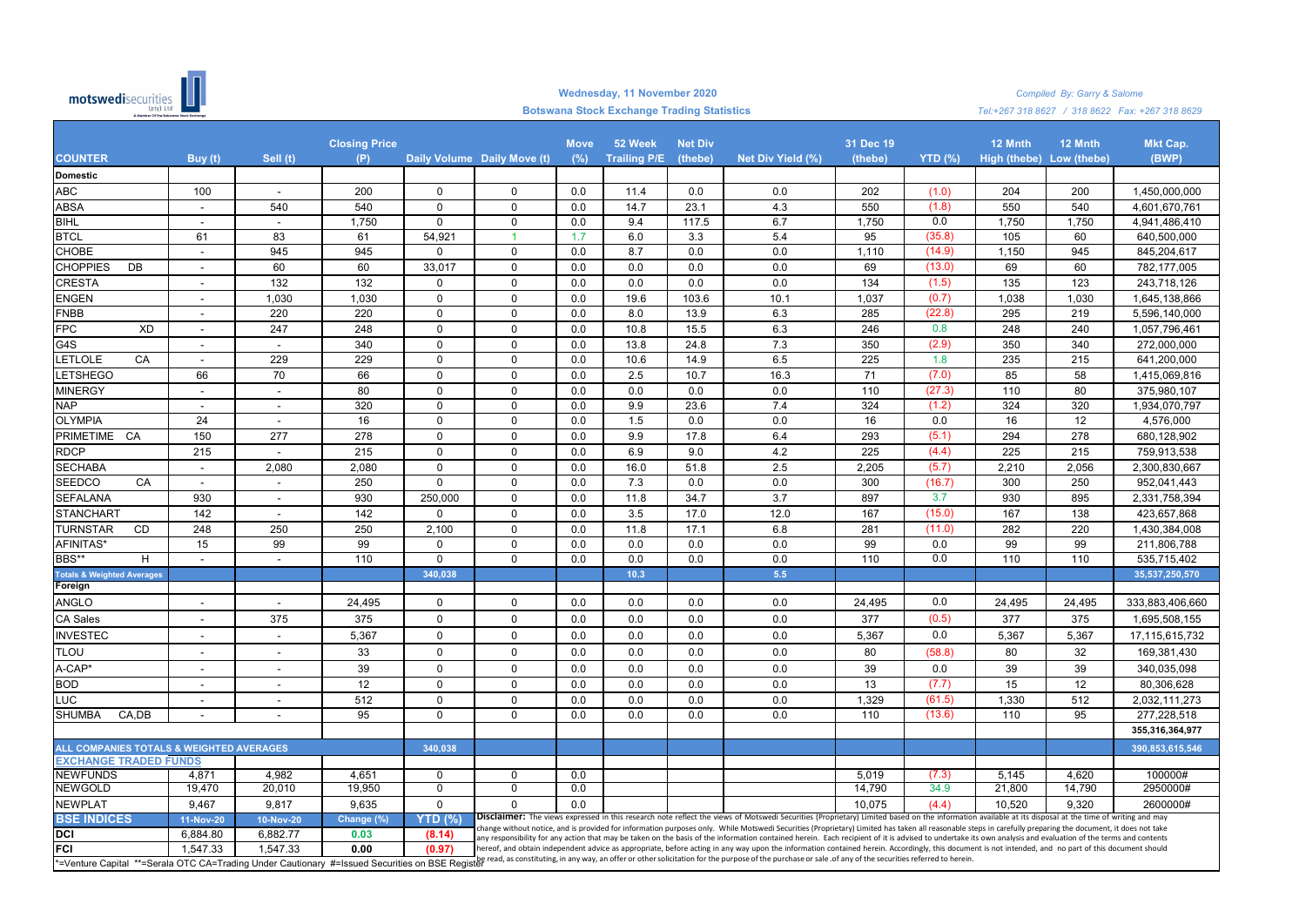motswedisecurities (pty) Ltd
A Member Of The Botswana Stock Exchange

**Wednesday, 11 November 2020**

**Botswana Stock Exchange Trading Statistics**

*Compiled By: Garry & Salome*

*Tel:+267 318 8627 / 318 8622 Fax: +267 318 8629*

| COUNTER | Buy (t) | Sell (t) | Closing Price (P) | Daily Volume | Daily Move (t) | Move (%) | 52 Week Trailing P/E | Net Div (thebe) | Net Div Yield (%) | 31 Dec 19 (thebe) | YTD (%) | 12 Mnth High (thebe) | 12 Mnth Low (thebe) | Mkt Cap. (BWP) |
|---|---|---|---|---|---|---|---|---|---|---|---|---|---|---|
| **Domestic** | | | | | | | | | | | | | | |
| ABC | 100 | - | 200 | 0 | 0 | 0.0 | 11.4 | 0.0 | 0.0 | 202 | (1.0) | 204 | 200 | 1,450,000,000 |
| ABSA | - | 540 | 540 | 0 | 0 | 0.0 | 14.7 | 23.1 | 4.3 | 550 | (1.8) | 550 | 540 | 4,601,670,761 |
| BIHL | - | - | 1,750 | 0 | 0 | 0.0 | 9.4 | 117.5 | 6.7 | 1,750 | 0.0 | 1,750 | 1,750 | 4,941,486,410 |
| BTCL | 61 | 83 | 61 | 54,921 | 1 | 1.7 | 6.0 | 3.3 | 5.4 | 95 | (35.8) | 105 | 60 | 640,500,000 |
| CHOBE | - | 945 | 945 | 0 | 0 | 0.0 | 8.7 | 0.0 | 0.0 | 1,110 | (14.9) | 1,150 | 945 | 845,204,617 |
| CHOPPIES DB | - | 60 | 60 | 33,017 | 0 | 0.0 | 0.0 | 0.0 | 0.0 | 69 | (13.0) | 69 | 60 | 782,177,005 |
| CRESTA | - | 132 | 132 | 0 | 0 | 0.0 | 0.0 | 0.0 | 0.0 | 134 | (1.5) | 135 | 123 | 243,718,126 |
| ENGEN | - | 1,030 | 1,030 | 0 | 0 | 0.0 | 19.6 | 103.6 | 10.1 | 1,037 | (0.7) | 1,038 | 1,030 | 1,645,138,866 |
| FNBB | - | 220 | 220 | 0 | 0 | 0.0 | 8.0 | 13.9 | 6.3 | 285 | (22.8) | 295 | 219 | 5,596,140,000 |
| FPC XD | - | 247 | 248 | 0 | 0 | 0.0 | 10.8 | 15.5 | 6.3 | 246 | 0.8 | 248 | 240 | 1,057,796,461 |
| G4S | - | - | 340 | 0 | 0 | 0.0 | 13.8 | 24.8 | 7.3 | 350 | (2.9) | 350 | 340 | 272,000,000 |
| LETLOLE CA | - | 229 | 229 | 0 | 0 | 0.0 | 10.6 | 14.9 | 6.5 | 225 | 1.8 | 235 | 215 | 641,200,000 |
| LETSHEGO | 66 | 70 | 66 | 0 | 0 | 0.0 | 2.5 | 10.7 | 16.3 | 71 | (7.0) | 85 | 58 | 1,415,069,816 |
| MINERGY | - | - | 80 | 0 | 0 | 0.0 | 0.0 | 0.0 | 0.0 | 110 | (27.3) | 110 | 80 | 375,980,107 |
| NAP | - | - | 320 | 0 | 0 | 0.0 | 9.9 | 23.6 | 7.4 | 324 | (1.2) | 324 | 320 | 1,934,070,797 |
| OLYMPIA | 24 | - | 16 | 0 | 0 | 0.0 | 1.5 | 0.0 | 0.0 | 16 | 0.0 | 16 | 12 | 4,576,000 |
| PRIMETIME CA | 150 | 277 | 278 | 0 | 0 | 0.0 | 9.9 | 17.8 | 6.4 | 293 | (5.1) | 294 | 278 | 680,128,902 |
| RDCP | 215 | - | 215 | 0 | 0 | 0.0 | 6.9 | 9.0 | 4.2 | 225 | (4.4) | 225 | 215 | 759,913,538 |
| SECHABA | - | 2,080 | 2,080 | 0 | 0 | 0.0 | 16.0 | 51.8 | 2.5 | 2,205 | (5.7) | 2,210 | 2,056 | 2,300,830,667 |
| SEEDCO CA | - | - | 250 | 0 | 0 | 0.0 | 7.3 | 0.0 | 0.0 | 300 | (16.7) | 300 | 250 | 952,041,443 |
| SEFALANA | 930 | - | 930 | 250,000 | 0 | 0.0 | 11.8 | 34.7 | 3.7 | 897 | 3.7 | 930 | 895 | 2,331,758,394 |
| STANCHART | 142 | - | 142 | 0 | 0 | 0.0 | 3.5 | 17.0 | 12.0 | 167 | (15.0) | 167 | 138 | 423,657,868 |
| TURNSTAR CD | 248 | 250 | 250 | 2,100 | 0 | 0.0 | 11.8 | 17.1 | 6.8 | 281 | (11.0) | 282 | 220 | 1,430,384,008 |
| AFINITAS* | 15 | 99 | 99 | 0 | 0 | 0.0 | 0.0 | 0.0 | 0.0 | 99 | 0.0 | 99 | 99 | 211,806,788 |
| BBS** H | - | - | 110 | 0 | 0 | 0.0 | 0.0 | 0.0 | 0.0 | 110 | 0.0 | 110 | 110 | 535,715,402 |
| **Totals & Weighted Averages** | | | | **340,038** | | | **10.3** | | **5.5** | | | | | **35,537,250,570** |
| **Foreign** | | | | | | | | | | | | | | |
| ANGLO | - | - | 24,495 | 0 | 0 | 0.0 | 0.0 | 0.0 | 0.0 | 24,495 | 0.0 | 24,495 | 24,495 | 333,883,406,660 |
| CA Sales | - | 375 | 375 | 0 | 0 | 0.0 | 0.0 | 0.0 | 0.0 | 377 | (0.5) | 377 | 375 | 1,695,508,155 |
| INVESTEC | - | - | 5,367 | 0 | 0 | 0.0 | 0.0 | 0.0 | 0.0 | 5,367 | 0.0 | 5,367 | 5,367 | 17,115,615,732 |
| TLOU | - | - | 33 | 0 | 0 | 0.0 | 0.0 | 0.0 | 0.0 | 80 | (58.8) | 80 | 32 | 169,381,430 |
| A-CAP* | - | - | 39 | 0 | 0 | 0.0 | 0.0 | 0.0 | 0.0 | 39 | 0.0 | 39 | 39 | 340,035,098 |
| BOD | - | - | 12 | 0 | 0 | 0.0 | 0.0 | 0.0 | 0.0 | 13 | (7.7) | 15 | 12 | 80,306,628 |
| LUC | - | - | 512 | 0 | 0 | 0.0 | 0.0 | 0.0 | 0.0 | 1,329 | (61.5) | 1,330 | 512 | 2,032,111,273 |
| SHUMBA CA,DB | - | - | 95 | 0 | 0 | 0.0 | 0.0 | 0.0 | 0.0 | 110 | (13.6) | 110 | 95 | 277,228,518 |
| | | | | | | | | | | | | | | **355,316,364,977** |
| **ALL COMPANIES TOTALS & WEIGHTED AVERAGES** | | | | **340,038** | | | | | | | | | | **390,853,615,546** |
| **EXCHANGE TRADED FUNDS** | | | | | | | | | | | | | | |
| NEWFUNDS | 4,871 | 4,982 | 4,651 | 0 | 0 | 0.0 | | | | 5,019 | (7.3) | 5,145 | 4,620 | 100000# |
| NEWGOLD | 19,470 | 20,010 | 19,950 | 0 | 0 | 0.0 | | | | 14,790 | 34.9 | 21,800 | 14,790 | 2950000# |
| NEWPLAT | 9,467 | 9,817 | 9,635 | 0 | 0 | 0.0 | | | | 10,075 | (4.4) | 10,520 | 9,320 | 2600000# |

| BSE INDICES | 11-Nov-20 | 10-Nov-20 | Change (%) | YTD (%) |
|---|---|---|---|---|
| DCI | 6,884.80 | 6,882.77 | 0.03 | (8.14) |
| FCI | 1,547.33 | 1,547.33 | 0.00 | (0.97) |

*=Venture Capital **=Serala OTC CA=Trading Under Cautionary #=Issued Securities on BSE Register

**Disclaimer:** The views expressed in this research note reflect the views of Motswedi Securities (Proprietary) Limited based on the information available at its disposal at the time of writing and may change without notice, and is provided for information purposes only. While Motswedi Securities (Proprietary) Limited has taken all reasonable steps in carefully preparing the document, it does not take any responsibility for any action that may be taken on the basis of the information contained herein. Each recipient of it is advised to undertake its own analysis and evaluation of the terms and contents hereof, and obtain independent advice as appropriate, before acting in any way upon the information contained herein. Accordingly, this document is not intended, and no part of this document should be read, as constituting, in any way, an offer or other solicitation for the purpose of the purchase or sale .of any of the securities referred to herein.